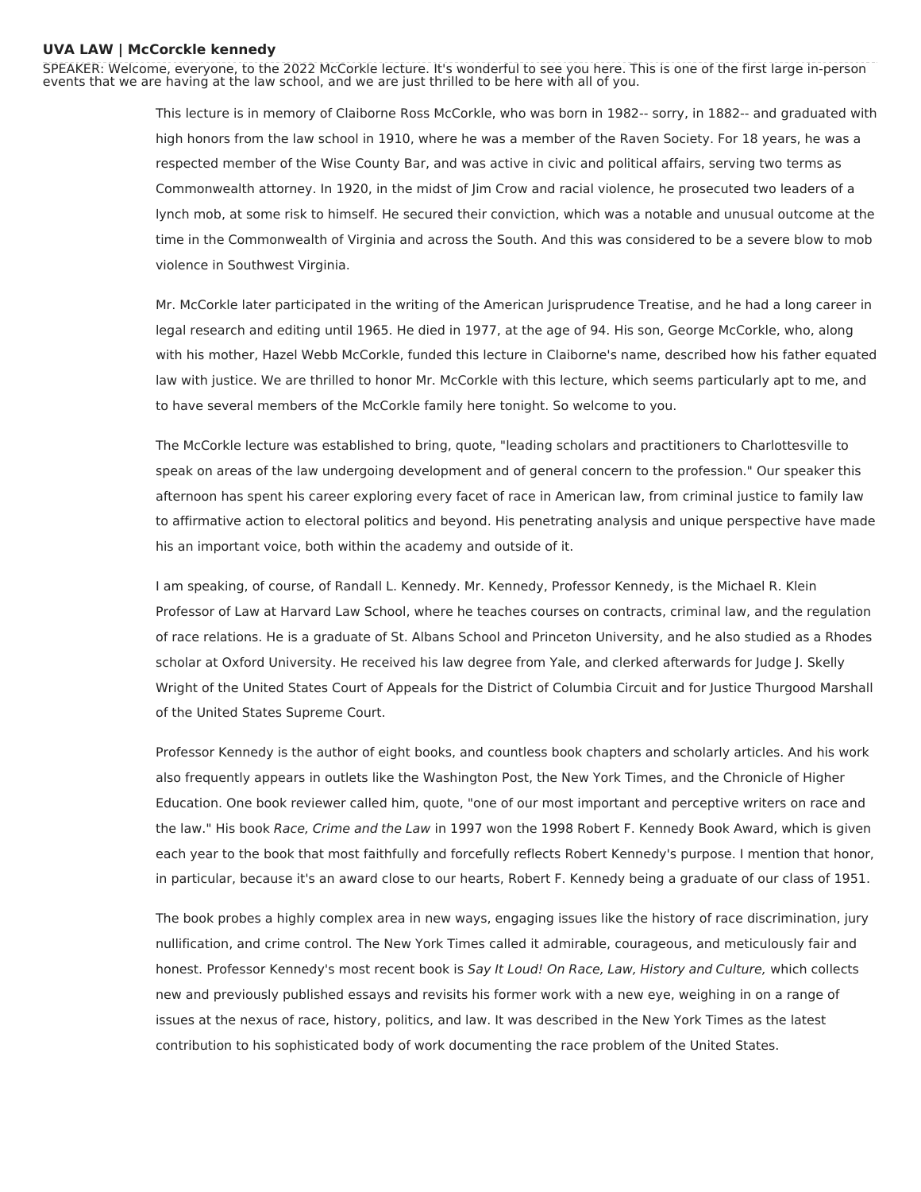**UVA LAW | McCorckle kennedy**

SPEAKER: Welcome, everyone, to the 2022 McCorkle lecture. It's wonderful to see you here. This is one of the first large in-person events that we are having at the law school, and we are just thrilled to be here with all of you.

This lecture is in memory of Claiborne Ross McCorkle, who was born in 1982-- sorry, in 1882-- and graduated with high honors from the law school in 1910, where he was a member of the Raven Society. For 18 years, he was a respected member of the Wise County Bar, and was active in civic and political affairs, serving two terms as Commonwealth attorney. In 1920, in the midst of Jim Crow and racial violence, he prosecuted two leaders of a lynch mob, at some risk to himself. He secured their conviction, which was a notable and unusual outcome at the time in the Commonwealth of Virginia and across the South. And this was considered to be a severe blow to mob violence in Southwest Virginia.

Mr. McCorkle later participated in the writing of the American Jurisprudence Treatise, and he had a long career in legal research and editing until 1965. He died in 1977, at the age of 94. His son, George McCorkle, who, along with his mother, Hazel Webb McCorkle, funded this lecture in Claiborne's name, described how his father equated law with justice. We are thrilled to honor Mr. McCorkle with this lecture, which seems particularly apt to me, and to have several members of the McCorkle family here tonight. So welcome to you.

The McCorkle lecture was established to bring, quote, "leading scholars and practitioners to Charlottesville to speak on areas of the law undergoing development and of general concern to the profession." Our speaker this afternoon has spent his career exploring every facet of race in American law, from criminal justice to family law to affirmative action to electoral politics and beyond. His penetrating analysis and unique perspective have made his an important voice, both within the academy and outside of it.

I am speaking, of course, of Randall L. Kennedy. Mr. Kennedy, Professor Kennedy, is the Michael R. Klein Professor of Law at Harvard Law School, where he teaches courses on contracts, criminal law, and the regulation of race relations. He is a graduate of St. Albans School and Princeton University, and he also studied as a Rhodes scholar at Oxford University. He received his law degree from Yale, and clerked afterwards for Judge J. Skelly Wright of the United States Court of Appeals for the District of Columbia Circuit and for Justice Thurgood Marshall of the United States Supreme Court.

Professor Kennedy is the author of eight books, and countless book chapters and scholarly articles. And his work also frequently appears in outlets like the Washington Post, the New York Times, and the Chronicle of Higher Education. One book reviewer called him, quote, "one of our most important and perceptive writers on race and the law." His book *Race, Crime and the Law* in 1997 won the 1998 Robert F. Kennedy Book Award, which is given each year to the book that most faithfully and forcefully reflects Robert Kennedy's purpose. I mention that honor, in particular, because it's an award close to our hearts, Robert F. Kennedy being a graduate of our class of 1951.

The book probes a highly complex area in new ways, engaging issues like the history of race discrimination, jury nullification, and crime control. The New York Times called it admirable, courageous, and meticulously fair and honest. Professor Kennedy's most recent book is *Say It Loud! On Race, Law, History and Culture,* which collects new and previously published essays and revisits his former work with a new eye, weighing in on a range of issues at the nexus of race, history, politics, and law. It was described in the New York Times as the latest contribution to his sophisticated body of work documenting the race problem of the United States.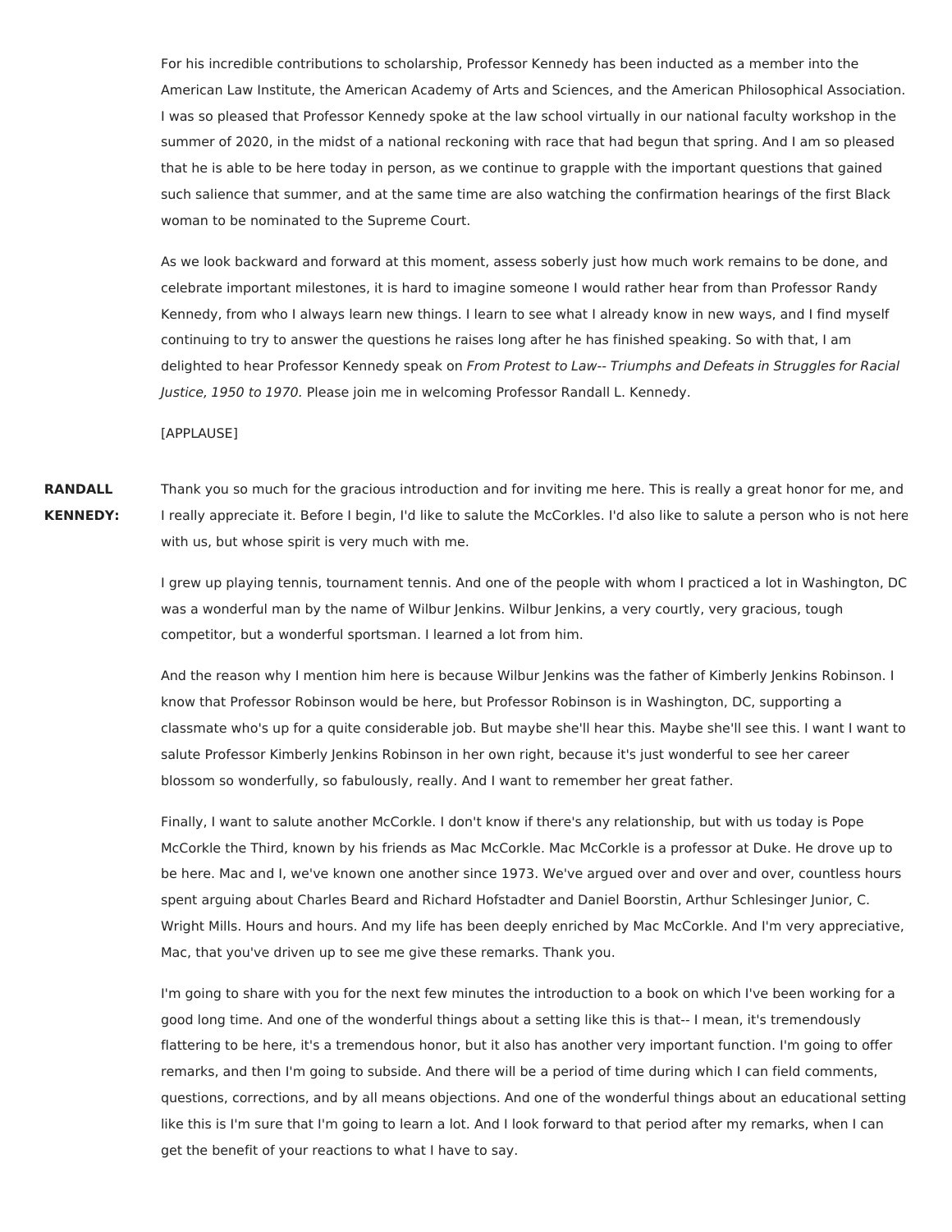For his incredible contributions to scholarship, Professor Kennedy has been inducted as a member into the American Law Institute, the American Academy of Arts and Sciences, and the American Philosophical Association. I was so pleased that Professor Kennedy spoke at the law school virtually in our national faculty workshop in the summer of 2020, in the midst of a national reckoning with race that had begun that spring. And I am so pleased that he is able to be here today in person, as we continue to grapple with the important questions that gained such salience that summer, and at the same time are also watching the confirmation hearings of the first Black woman to be nominated to the Supreme Court.

As we look backward and forward at this moment, assess soberly just how much work remains to be done, and celebrate important milestones, it is hard to imagine someone I would rather hear from than Professor Randy Kennedy, from who I always learn new things. I learn to see what I already know in new ways, and I find myself continuing to try to answer the questions he raises long after he has finished speaking. So with that, I am delighted to hear Professor Kennedy speak on *From Protest to Law-- Triumphs and Defeats in Struggles for Racial Justice, 1950 to 1970.* Please join me in welcoming Professor Randall L. Kennedy.

[APPLAUSE]

**RANDALL KENNEDY:** Thank you so much for the gracious introduction and for inviting me here. This is really a great honor for me, and I really appreciate it. Before I begin, I'd like to salute the McCorkles. I'd also like to salute a person who is not here with us, but whose spirit is very much with me.

I grew up playing tennis, tournament tennis. And one of the people with whom I practiced a lot in Washington, DC was a wonderful man by the name of Wilbur Jenkins. Wilbur Jenkins, a very courtly, very gracious, tough competitor, but a wonderful sportsman. I learned a lot from him.

And the reason why I mention him here is because Wilbur Jenkins was the father of Kimberly Jenkins Robinson. I know that Professor Robinson would be here, but Professor Robinson is in Washington, DC, supporting a classmate who's up for a quite considerable job. But maybe she'll hear this. Maybe she'll see this. I want I want to salute Professor Kimberly Jenkins Robinson in her own right, because it's just wonderful to see her career blossom so wonderfully, so fabulously, really. And I want to remember her great father.

Finally, I want to salute another McCorkle. I don't know if there's any relationship, but with us today is Pope McCorkle the Third, known by his friends as Mac McCorkle. Mac McCorkle is a professor at Duke. He drove up to be here. Mac and I, we've known one another since 1973. We've argued over and over and over, countless hours spent arguing about Charles Beard and Richard Hofstadter and Daniel Boorstin, Arthur Schlesinger Junior, C. Wright Mills. Hours and hours. And my life has been deeply enriched by Mac McCorkle. And I'm very appreciative, Mac, that you've driven up to see me give these remarks. Thank you.

I'm going to share with you for the next few minutes the introduction to a book on which I've been working for a good long time. And one of the wonderful things about a setting like this is that-- I mean, it's tremendously flattering to be here, it's a tremendous honor, but it also has another very important function. I'm going to offer remarks, and then I'm going to subside. And there will be a period of time during which I can field comments, questions, corrections, and by all means objections. And one of the wonderful things about an educational setting like this is I'm sure that I'm going to learn a lot. And I look forward to that period after my remarks, when I can get the benefit of your reactions to what I have to say.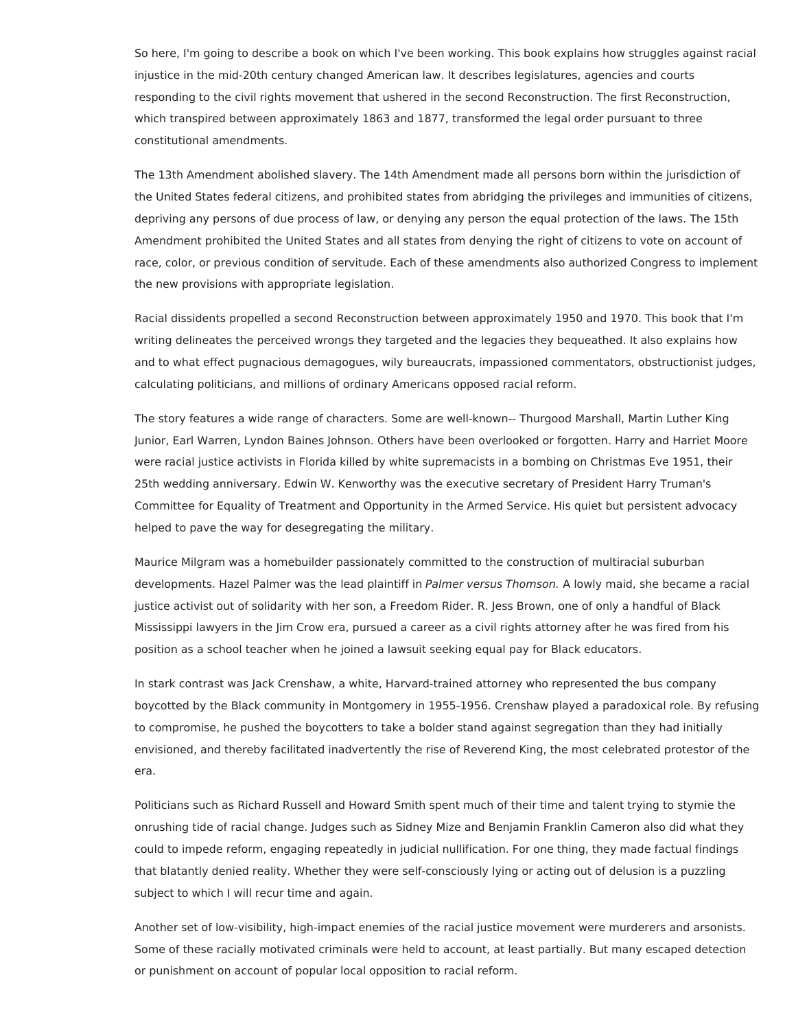So here, I'm going to describe a book on which I've been working. This book explains how struggles against racial injustice in the mid-20th century changed American law. It describes legislatures, agencies and courts responding to the civil rights movement that ushered in the second Reconstruction. The first Reconstruction, which transpired between approximately 1863 and 1877, transformed the legal order pursuant to three constitutional amendments.

The 13th Amendment abolished slavery. The 14th Amendment made all persons born within the jurisdiction of the United States federal citizens, and prohibited states from abridging the privileges and immunities of citizens, depriving any persons of due process of law, or denying any person the equal protection of the laws. The 15th Amendment prohibited the United States and all states from denying the right of citizens to vote on account of race, color, or previous condition of servitude. Each of these amendments also authorized Congress to implement the new provisions with appropriate legislation.

Racial dissidents propelled a second Reconstruction between approximately 1950 and 1970. This book that I'm writing delineates the perceived wrongs they targeted and the legacies they bequeathed. It also explains how and to what effect pugnacious demagogues, wily bureaucrats, impassioned commentators, obstructionist judges, calculating politicians, and millions of ordinary Americans opposed racial reform.

The story features a wide range of characters. Some are well-known-- Thurgood Marshall, Martin Luther King Junior, Earl Warren, Lyndon Baines Johnson. Others have been overlooked or forgotten. Harry and Harriet Moore were racial justice activists in Florida killed by white supremacists in a bombing on Christmas Eve 1951, their 25th wedding anniversary. Edwin W. Kenworthy was the executive secretary of President Harry Truman's Committee for Equality of Treatment and Opportunity in the Armed Service. His quiet but persistent advocacy helped to pave the way for desegregating the military.

Maurice Milgram was a homebuilder passionately committed to the construction of multiracial suburban developments. Hazel Palmer was the lead plaintiff in *Palmer versus Thomson.* A lowly maid, she became a racial justice activist out of solidarity with her son, a Freedom Rider. R. Jess Brown, one of only a handful of Black Mississippi lawyers in the Jim Crow era, pursued a career as a civil rights attorney after he was fired from his position as a school teacher when he joined a lawsuit seeking equal pay for Black educators.

In stark contrast was Jack Crenshaw, a white, Harvard-trained attorney who represented the bus company boycotted by the Black community in Montgomery in 1955-1956. Crenshaw played a paradoxical role. By refusing to compromise, he pushed the boycotters to take a bolder stand against segregation than they had initially envisioned, and thereby facilitated inadvertently the rise of Reverend King, the most celebrated protestor of the era.

Politicians such as Richard Russell and Howard Smith spent much of their time and talent trying to stymie the onrushing tide of racial change. Judges such as Sidney Mize and Benjamin Franklin Cameron also did what they could to impede reform, engaging repeatedly in judicial nullification. For one thing, they made factual findings that blatantly denied reality. Whether they were self-consciously lying or acting out of delusion is a puzzling subject to which I will recur time and again.

Another set of low-visibility, high-impact enemies of the racial justice movement were murderers and arsonists. Some of these racially motivated criminals were held to account, at least partially. But many escaped detection or punishment on account of popular local opposition to racial reform.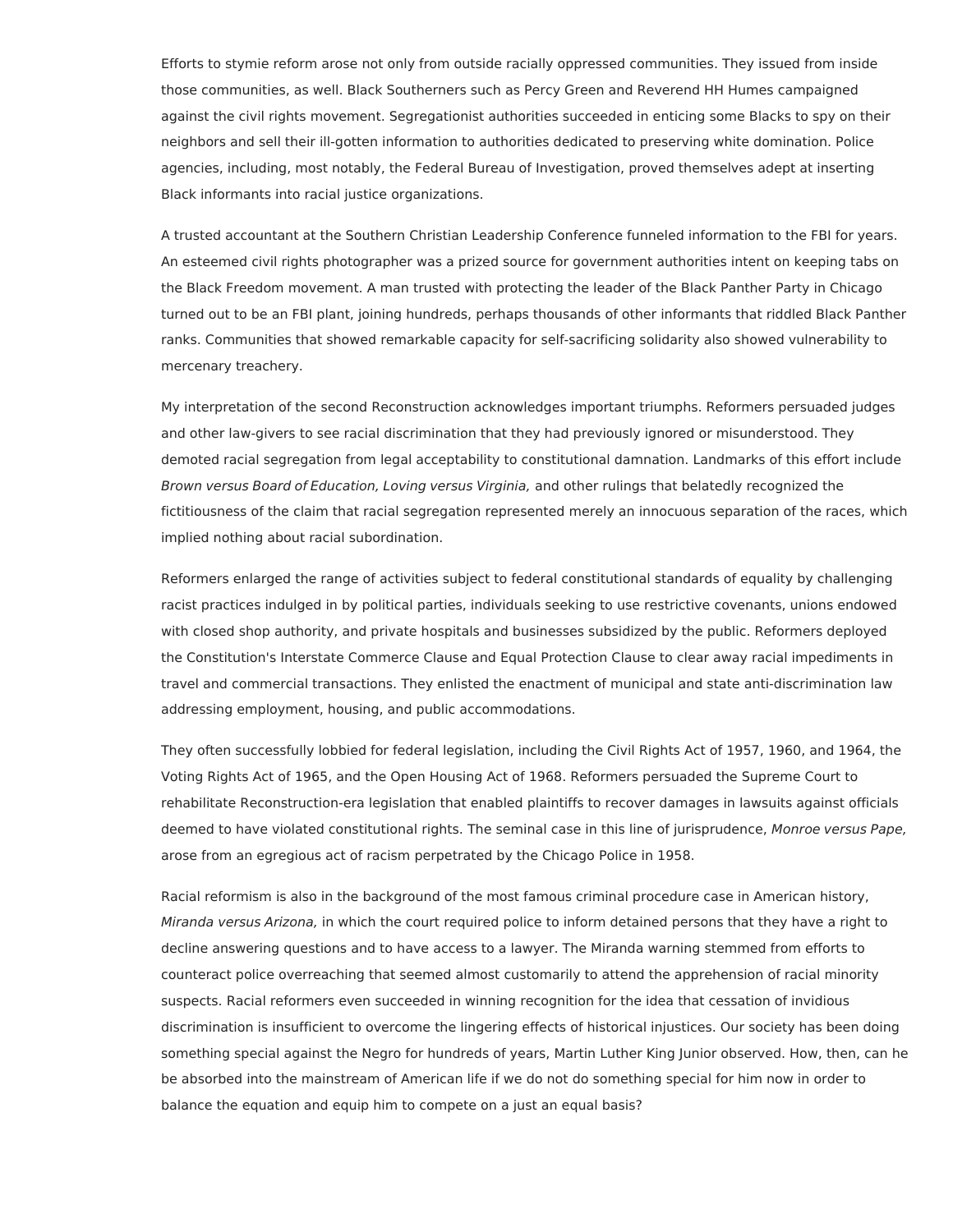Efforts to stymie reform arose not only from outside racially oppressed communities. They issued from inside those communities, as well. Black Southerners such as Percy Green and Reverend HH Humes campaigned against the civil rights movement. Segregationist authorities succeeded in enticing some Blacks to spy on their neighbors and sell their ill-gotten information to authorities dedicated to preserving white domination. Police agencies, including, most notably, the Federal Bureau of Investigation, proved themselves adept at inserting Black informants into racial justice organizations.

A trusted accountant at the Southern Christian Leadership Conference funneled information to the FBI for years. An esteemed civil rights photographer was a prized source for government authorities intent on keeping tabs on the Black Freedom movement. A man trusted with protecting the leader of the Black Panther Party in Chicago turned out to be an FBI plant, joining hundreds, perhaps thousands of other informants that riddled Black Panther ranks. Communities that showed remarkable capacity for self-sacrificing solidarity also showed vulnerability to mercenary treachery.

My interpretation of the second Reconstruction acknowledges important triumphs. Reformers persuaded judges and other law-givers to see racial discrimination that they had previously ignored or misunderstood. They demoted racial segregation from legal acceptability to constitutional damnation. Landmarks of this effort include *Brown versus Board of Education, Loving versus Virginia,* and other rulings that belatedly recognized the fictitiousness of the claim that racial segregation represented merely an innocuous separation of the races, which implied nothing about racial subordination.

Reformers enlarged the range of activities subject to federal constitutional standards of equality by challenging racist practices indulged in by political parties, individuals seeking to use restrictive covenants, unions endowed with closed shop authority, and private hospitals and businesses subsidized by the public. Reformers deployed the Constitution's Interstate Commerce Clause and Equal Protection Clause to clear away racial impediments in travel and commercial transactions. They enlisted the enactment of municipal and state anti-discrimination law addressing employment, housing, and public accommodations.

They often successfully lobbied for federal legislation, including the Civil Rights Act of 1957, 1960, and 1964, the Voting Rights Act of 1965, and the Open Housing Act of 1968. Reformers persuaded the Supreme Court to rehabilitate Reconstruction-era legislation that enabled plaintiffs to recover damages in lawsuits against officials deemed to have violated constitutional rights. The seminal case in this line of jurisprudence, *Monroe versus Pape,* arose from an egregious act of racism perpetrated by the Chicago Police in 1958.

Racial reformism is also in the background of the most famous criminal procedure case in American history, *Miranda versus Arizona,* in which the court required police to inform detained persons that they have a right to decline answering questions and to have access to a lawyer. The Miranda warning stemmed from efforts to counteract police overreaching that seemed almost customarily to attend the apprehension of racial minority suspects. Racial reformers even succeeded in winning recognition for the idea that cessation of invidious discrimination is insufficient to overcome the lingering effects of historical injustices. Our society has been doing something special against the Negro for hundreds of years, Martin Luther King Junior observed. How, then, can he be absorbed into the mainstream of American life if we do not do something special for him now in order to balance the equation and equip him to compete on a just an equal basis?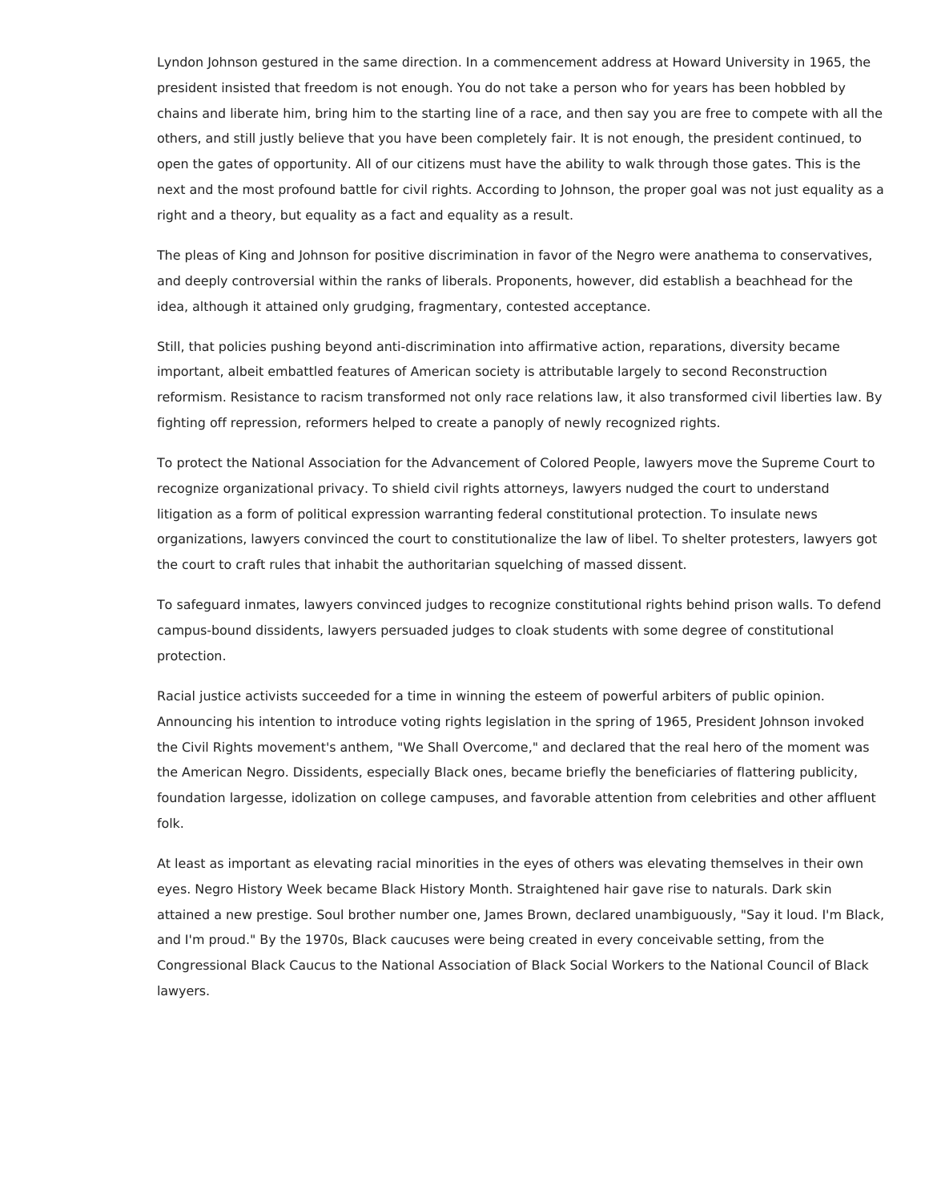Lyndon Johnson gestured in the same direction. In a commencement address at Howard University in 1965, the president insisted that freedom is not enough. You do not take a person who for years has been hobbled by chains and liberate him, bring him to the starting line of a race, and then say you are free to compete with all the others, and still justly believe that you have been completely fair. It is not enough, the president continued, to open the gates of opportunity. All of our citizens must have the ability to walk through those gates. This is the next and the most profound battle for civil rights. According to Johnson, the proper goal was not just equality as a right and a theory, but equality as a fact and equality as a result.

The pleas of King and Johnson for positive discrimination in favor of the Negro were anathema to conservatives, and deeply controversial within the ranks of liberals. Proponents, however, did establish a beachhead for the idea, although it attained only grudging, fragmentary, contested acceptance.

Still, that policies pushing beyond anti-discrimination into affirmative action, reparations, diversity became important, albeit embattled features of American society is attributable largely to second Reconstruction reformism. Resistance to racism transformed not only race relations law, it also transformed civil liberties law. By fighting off repression, reformers helped to create a panoply of newly recognized rights.

To protect the National Association for the Advancement of Colored People, lawyers move the Supreme Court to recognize organizational privacy. To shield civil rights attorneys, lawyers nudged the court to understand litigation as a form of political expression warranting federal constitutional protection. To insulate news organizations, lawyers convinced the court to constitutionalize the law of libel. To shelter protesters, lawyers got the court to craft rules that inhabit the authoritarian squelching of massed dissent.

To safeguard inmates, lawyers convinced judges to recognize constitutional rights behind prison walls. To defend campus-bound dissidents, lawyers persuaded judges to cloak students with some degree of constitutional protection.

Racial justice activists succeeded for a time in winning the esteem of powerful arbiters of public opinion. Announcing his intention to introduce voting rights legislation in the spring of 1965, President Johnson invoked the Civil Rights movement's anthem, "We Shall Overcome," and declared that the real hero of the moment was the American Negro. Dissidents, especially Black ones, became briefly the beneficiaries of flattering publicity, foundation largesse, idolization on college campuses, and favorable attention from celebrities and other affluent folk.

At least as important as elevating racial minorities in the eyes of others was elevating themselves in their own eyes. Negro History Week became Black History Month. Straightened hair gave rise to naturals. Dark skin attained a new prestige. Soul brother number one, James Brown, declared unambiguously, "Say it loud. I'm Black, and I'm proud." By the 1970s, Black caucuses were being created in every conceivable setting, from the Congressional Black Caucus to the National Association of Black Social Workers to the National Council of Black lawyers.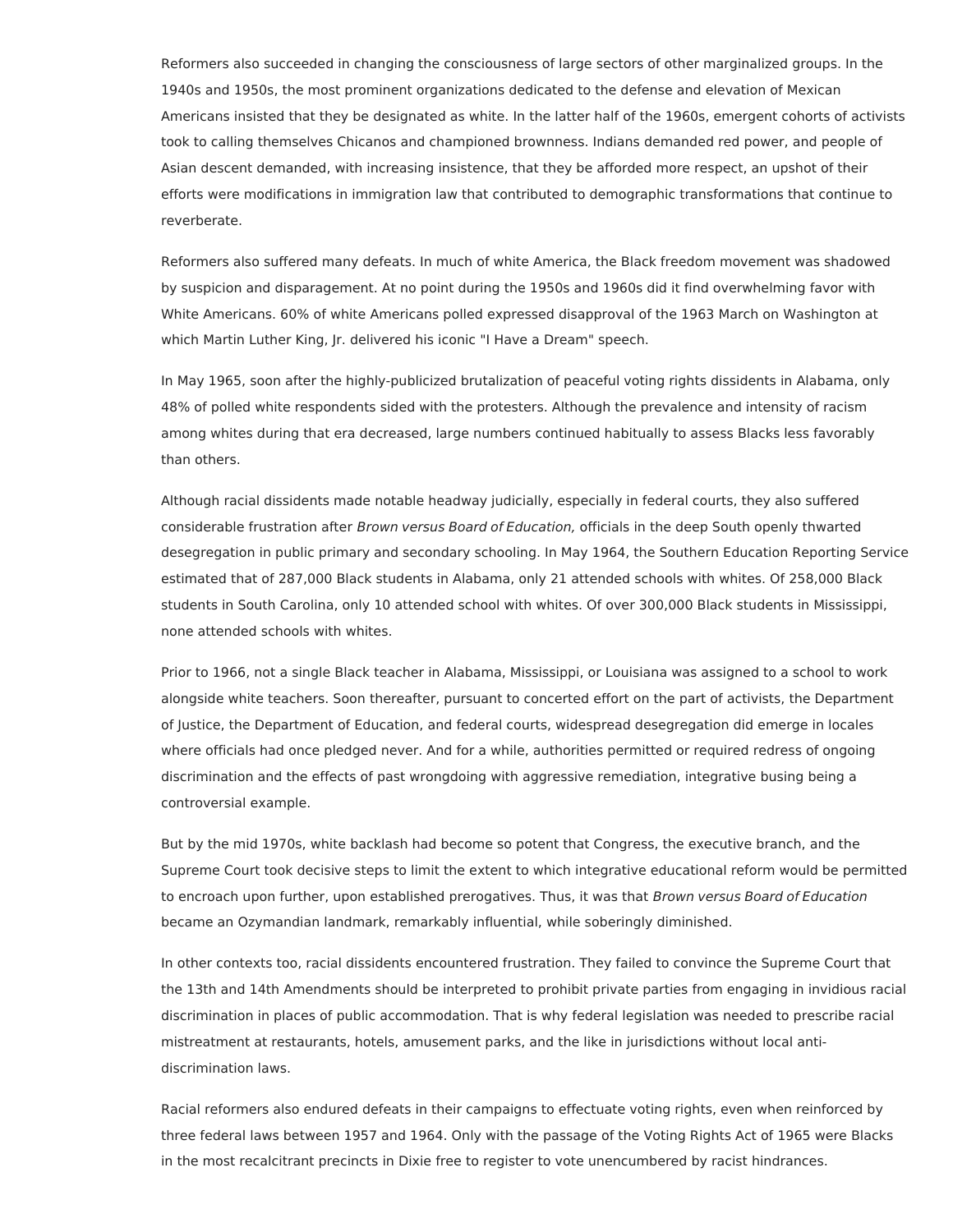Reformers also succeeded in changing the consciousness of large sectors of other marginalized groups. In the 1940s and 1950s, the most prominent organizations dedicated to the defense and elevation of Mexican Americans insisted that they be designated as white. In the latter half of the 1960s, emergent cohorts of activists took to calling themselves Chicanos and championed brownness. Indians demanded red power, and people of Asian descent demanded, with increasing insistence, that they be afforded more respect, an upshot of their efforts were modifications in immigration law that contributed to demographic transformations that continue to reverberate.

Reformers also suffered many defeats. In much of white America, the Black freedom movement was shadowed by suspicion and disparagement. At no point during the 1950s and 1960s did it find overwhelming favor with White Americans. 60% of white Americans polled expressed disapproval of the 1963 March on Washington at which Martin Luther King, Jr. delivered his iconic "I Have a Dream" speech.

In May 1965, soon after the highly-publicized brutalization of peaceful voting rights dissidents in Alabama, only 48% of polled white respondents sided with the protesters. Although the prevalence and intensity of racism among whites during that era decreased, large numbers continued habitually to assess Blacks less favorably than others.

Although racial dissidents made notable headway judicially, especially in federal courts, they also suffered considerable frustration after *Brown versus Board of Education,* officials in the deep South openly thwarted desegregation in public primary and secondary schooling. In May 1964, the Southern Education Reporting Service estimated that of 287,000 Black students in Alabama, only 21 attended schools with whites. Of 258,000 Black students in South Carolina, only 10 attended school with whites. Of over 300,000 Black students in Mississippi, none attended schools with whites.

Prior to 1966, not a single Black teacher in Alabama, Mississippi, or Louisiana was assigned to a school to work alongside white teachers. Soon thereafter, pursuant to concerted effort on the part of activists, the Department of Justice, the Department of Education, and federal courts, widespread desegregation did emerge in locales where officials had once pledged never. And for a while, authorities permitted or required redress of ongoing discrimination and the effects of past wrongdoing with aggressive remediation, integrative busing being a controversial example.

But by the mid 1970s, white backlash had become so potent that Congress, the executive branch, and the Supreme Court took decisive steps to limit the extent to which integrative educational reform would be permitted to encroach upon further, upon established prerogatives. Thus, it was that *Brown versus Board of Education* became an Ozymandian landmark, remarkably influential, while soberingly diminished.

In other contexts too, racial dissidents encountered frustration. They failed to convince the Supreme Court that the 13th and 14th Amendments should be interpreted to prohibit private parties from engaging in invidious racial discrimination in places of public accommodation. That is why federal legislation was needed to prescribe racial mistreatment at restaurants, hotels, amusement parks, and the like in jurisdictions without local anti-discrimination laws.

Racial reformers also endured defeats in their campaigns to effectuate voting rights, even when reinforced by three federal laws between 1957 and 1964. Only with the passage of the Voting Rights Act of 1965 were Blacks in the most recalcitrant precincts in Dixie free to register to vote unencumbered by racist hindrances.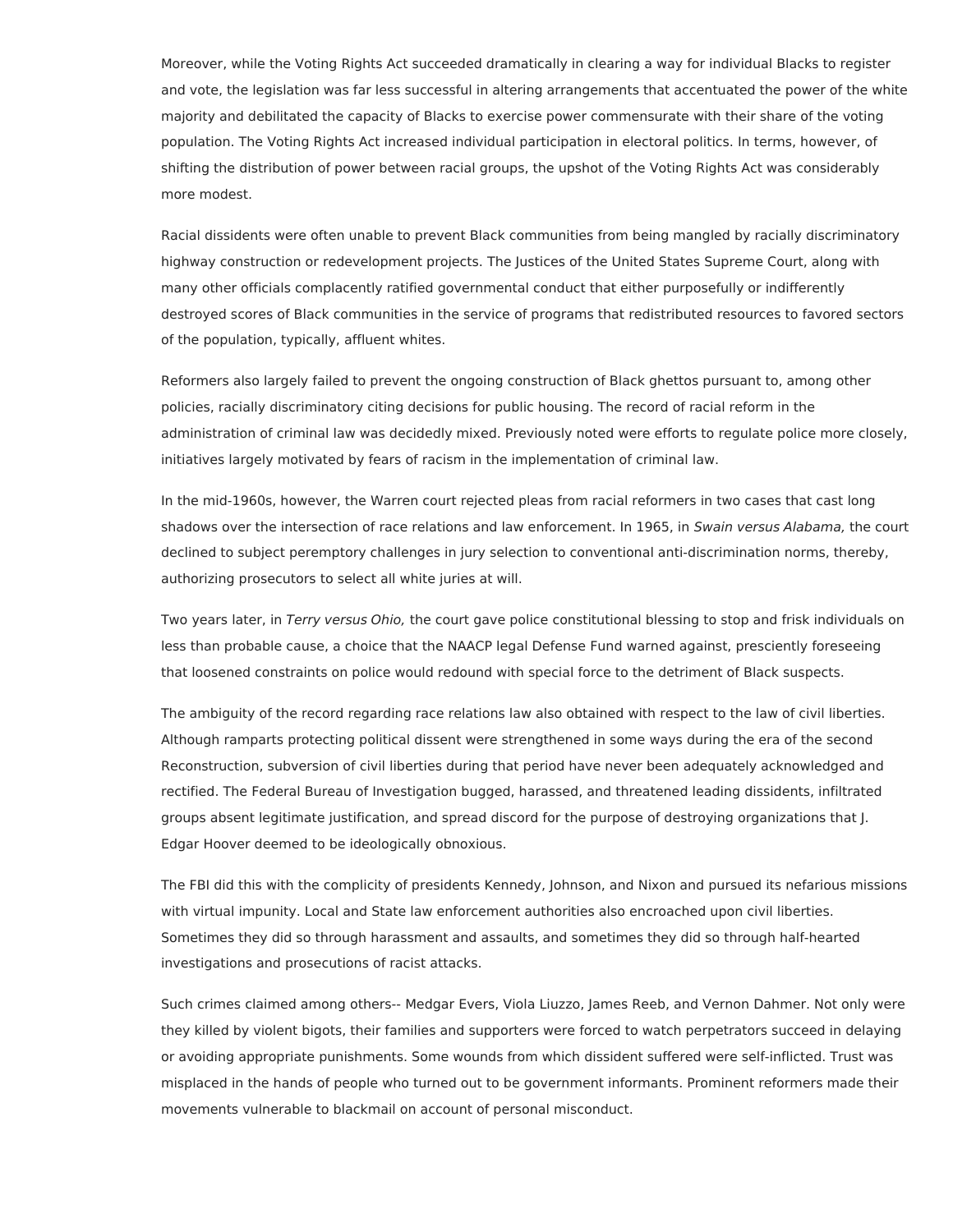Moreover, while the Voting Rights Act succeeded dramatically in clearing a way for individual Blacks to register and vote, the legislation was far less successful in altering arrangements that accentuated the power of the white majority and debilitated the capacity of Blacks to exercise power commensurate with their share of the voting population. The Voting Rights Act increased individual participation in electoral politics. In terms, however, of shifting the distribution of power between racial groups, the upshot of the Voting Rights Act was considerably more modest.

Racial dissidents were often unable to prevent Black communities from being mangled by racially discriminatory highway construction or redevelopment projects. The Justices of the United States Supreme Court, along with many other officials complacently ratified governmental conduct that either purposefully or indifferently destroyed scores of Black communities in the service of programs that redistributed resources to favored sectors of the population, typically, affluent whites.

Reformers also largely failed to prevent the ongoing construction of Black ghettos pursuant to, among other policies, racially discriminatory citing decisions for public housing. The record of racial reform in the administration of criminal law was decidedly mixed. Previously noted were efforts to regulate police more closely, initiatives largely motivated by fears of racism in the implementation of criminal law.

In the mid-1960s, however, the Warren court rejected pleas from racial reformers in two cases that cast long shadows over the intersection of race relations and law enforcement. In 1965, in *Swain versus Alabama,* the court declined to subject peremptory challenges in jury selection to conventional anti-discrimination norms, thereby, authorizing prosecutors to select all white juries at will.

Two years later, in *Terry versus Ohio,* the court gave police constitutional blessing to stop and frisk individuals on less than probable cause, a choice that the NAACP legal Defense Fund warned against, presciently foreseeing that loosened constraints on police would redound with special force to the detriment of Black suspects.

The ambiguity of the record regarding race relations law also obtained with respect to the law of civil liberties. Although ramparts protecting political dissent were strengthened in some ways during the era of the second Reconstruction, subversion of civil liberties during that period have never been adequately acknowledged and rectified. The Federal Bureau of Investigation bugged, harassed, and threatened leading dissidents, infiltrated groups absent legitimate justification, and spread discord for the purpose of destroying organizations that J. Edgar Hoover deemed to be ideologically obnoxious.

The FBI did this with the complicity of presidents Kennedy, Johnson, and Nixon and pursued its nefarious missions with virtual impunity. Local and State law enforcement authorities also encroached upon civil liberties. Sometimes they did so through harassment and assaults, and sometimes they did so through half-hearted investigations and prosecutions of racist attacks.

Such crimes claimed among others-- Medgar Evers, Viola Liuzzo, James Reeb, and Vernon Dahmer. Not only were they killed by violent bigots, their families and supporters were forced to watch perpetrators succeed in delaying or avoiding appropriate punishments. Some wounds from which dissident suffered were self-inflicted. Trust was misplaced in the hands of people who turned out to be government informants. Prominent reformers made their movements vulnerable to blackmail on account of personal misconduct.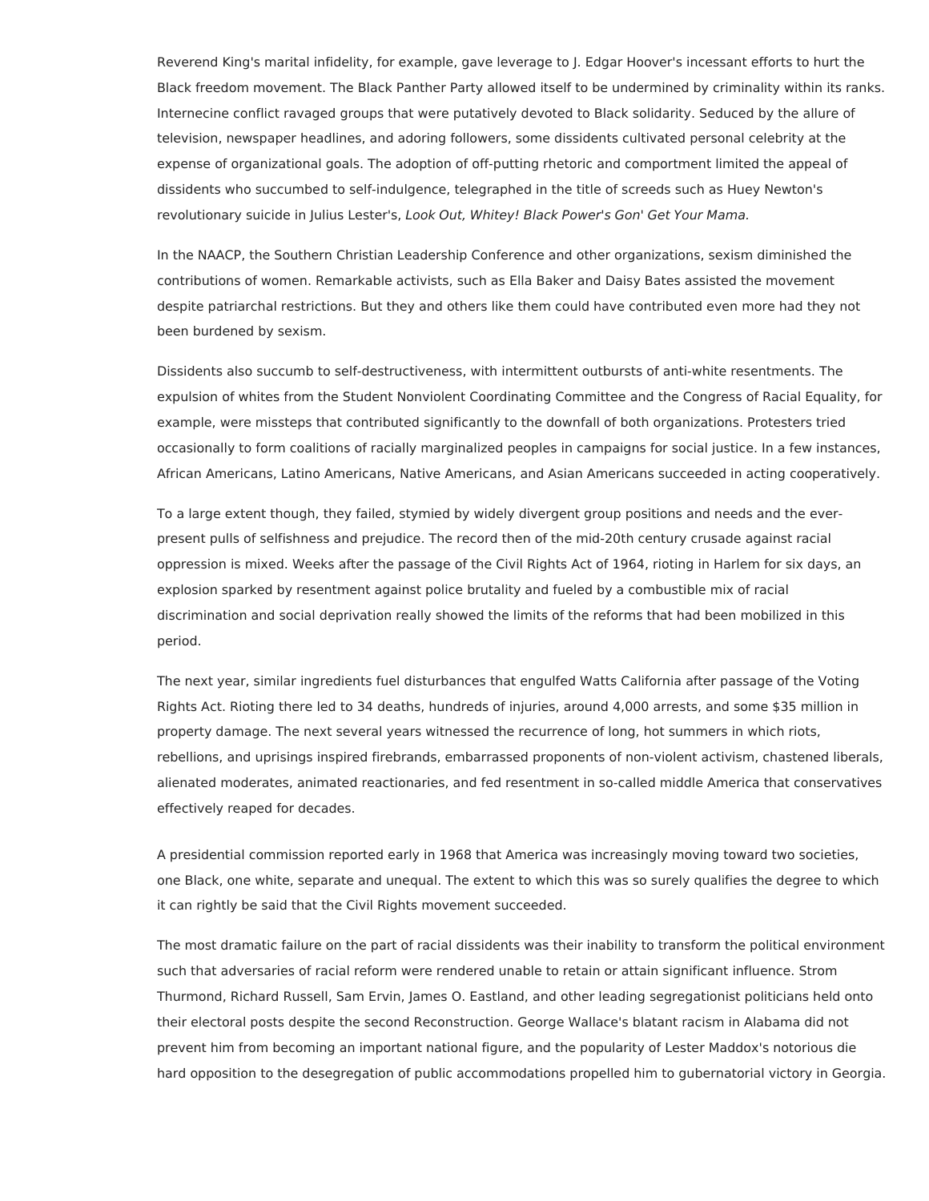Reverend King's marital infidelity, for example, gave leverage to J. Edgar Hoover's incessant efforts to hurt the Black freedom movement. The Black Panther Party allowed itself to be undermined by criminality within its ranks. Internecine conflict ravaged groups that were putatively devoted to Black solidarity. Seduced by the allure of television, newspaper headlines, and adoring followers, some dissidents cultivated personal celebrity at the expense of organizational goals. The adoption of off-putting rhetoric and comportment limited the appeal of dissidents who succumbed to self-indulgence, telegraphed in the title of screeds such as Huey Newton's revolutionary suicide in Julius Lester's, *Look Out, Whitey! Black Power's Gon' Get Your Mama.*

In the NAACP, the Southern Christian Leadership Conference and other organizations, sexism diminished the contributions of women. Remarkable activists, such as Ella Baker and Daisy Bates assisted the movement despite patriarchal restrictions. But they and others like them could have contributed even more had they not been burdened by sexism.

Dissidents also succumb to self-destructiveness, with intermittent outbursts of anti-white resentments. The expulsion of whites from the Student Nonviolent Coordinating Committee and the Congress of Racial Equality, for example, were missteps that contributed significantly to the downfall of both organizations. Protesters tried occasionally to form coalitions of racially marginalized peoples in campaigns for social justice. In a few instances, African Americans, Latino Americans, Native Americans, and Asian Americans succeeded in acting cooperatively.

To a large extent though, they failed, stymied by widely divergent group positions and needs and the ever-present pulls of selfishness and prejudice. The record then of the mid-20th century crusade against racial oppression is mixed. Weeks after the passage of the Civil Rights Act of 1964, rioting in Harlem for six days, an explosion sparked by resentment against police brutality and fueled by a combustible mix of racial discrimination and social deprivation really showed the limits of the reforms that had been mobilized in this period.

The next year, similar ingredients fuel disturbances that engulfed Watts California after passage of the Voting Rights Act. Rioting there led to 34 deaths, hundreds of injuries, around 4,000 arrests, and some $35 million in property damage. The next several years witnessed the recurrence of long, hot summers in which riots, rebellions, and uprisings inspired firebrands, embarrassed proponents of non-violent activism, chastened liberals, alienated moderates, animated reactionaries, and fed resentment in so-called middle America that conservatives effectively reaped for decades.

A presidential commission reported early in 1968 that America was increasingly moving toward two societies, one Black, one white, separate and unequal. The extent to which this was so surely qualifies the degree to which it can rightly be said that the Civil Rights movement succeeded.

The most dramatic failure on the part of racial dissidents was their inability to transform the political environment such that adversaries of racial reform were rendered unable to retain or attain significant influence. Strom Thurmond, Richard Russell, Sam Ervin, James O. Eastland, and other leading segregationist politicians held onto their electoral posts despite the second Reconstruction. George Wallace's blatant racism in Alabama did not prevent him from becoming an important national figure, and the popularity of Lester Maddox's notorious die hard opposition to the desegregation of public accommodations propelled him to gubernatorial victory in Georgia.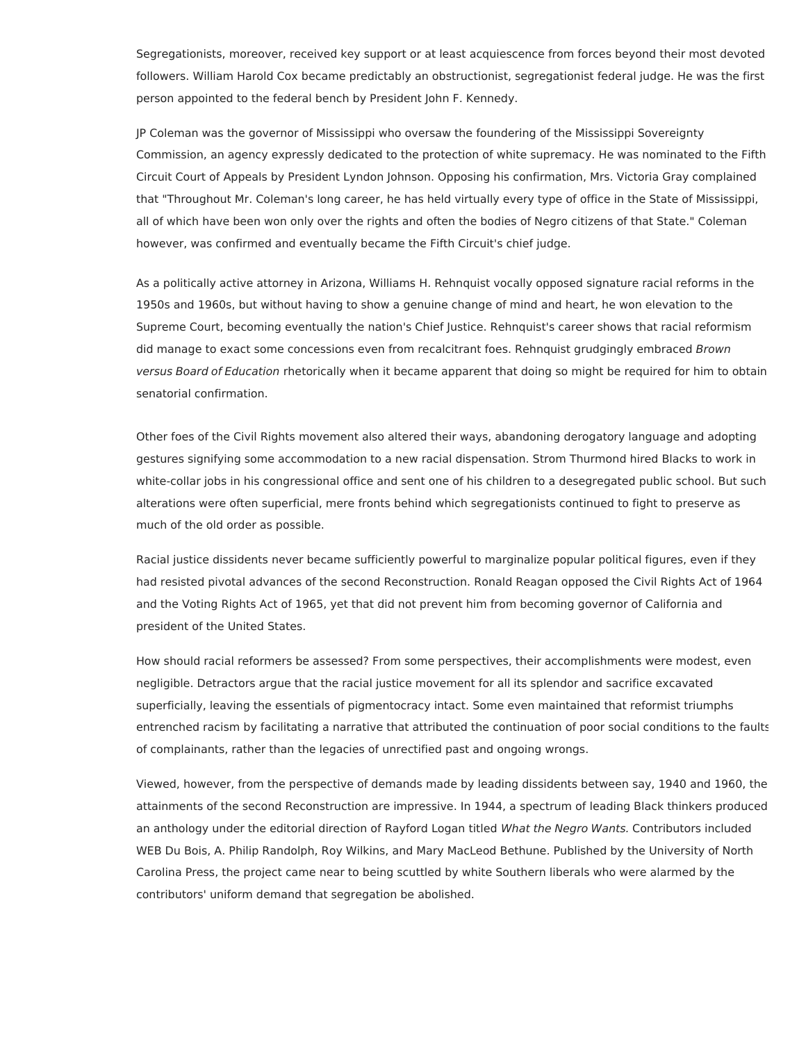Segregationists, moreover, received key support or at least acquiescence from forces beyond their most devoted followers. William Harold Cox became predictably an obstructionist, segregationist federal judge. He was the first person appointed to the federal bench by President John F. Kennedy.

JP Coleman was the governor of Mississippi who oversaw the foundering of the Mississippi Sovereignty Commission, an agency expressly dedicated to the protection of white supremacy. He was nominated to the Fifth Circuit Court of Appeals by President Lyndon Johnson. Opposing his confirmation, Mrs. Victoria Gray complained that "Throughout Mr. Coleman's long career, he has held virtually every type of office in the State of Mississippi, all of which have been won only over the rights and often the bodies of Negro citizens of that State." Coleman however, was confirmed and eventually became the Fifth Circuit's chief judge.

As a politically active attorney in Arizona, Williams H. Rehnquist vocally opposed signature racial reforms in the 1950s and 1960s, but without having to show a genuine change of mind and heart, he won elevation to the Supreme Court, becoming eventually the nation's Chief Justice. Rehnquist's career shows that racial reformism did manage to exact some concessions even from recalcitrant foes. Rehnquist grudgingly embraced *Brown versus Board of Education* rhetorically when it became apparent that doing so might be required for him to obtain senatorial confirmation.

Other foes of the Civil Rights movement also altered their ways, abandoning derogatory language and adopting gestures signifying some accommodation to a new racial dispensation. Strom Thurmond hired Blacks to work in white-collar jobs in his congressional office and sent one of his children to a desegregated public school. But such alterations were often superficial, mere fronts behind which segregationists continued to fight to preserve as much of the old order as possible.

Racial justice dissidents never became sufficiently powerful to marginalize popular political figures, even if they had resisted pivotal advances of the second Reconstruction. Ronald Reagan opposed the Civil Rights Act of 1964 and the Voting Rights Act of 1965, yet that did not prevent him from becoming governor of California and president of the United States.

How should racial reformers be assessed? From some perspectives, their accomplishments were modest, even negligible. Detractors argue that the racial justice movement for all its splendor and sacrifice excavated superficially, leaving the essentials of pigmentocracy intact. Some even maintained that reformist triumphs entrenched racism by facilitating a narrative that attributed the continuation of poor social conditions to the faults of complainants, rather than the legacies of unrectified past and ongoing wrongs.

Viewed, however, from the perspective of demands made by leading dissidents between say, 1940 and 1960, the attainments of the second Reconstruction are impressive. In 1944, a spectrum of leading Black thinkers produced an anthology under the editorial direction of Rayford Logan titled *What the Negro Wants.* Contributors included WEB Du Bois, A. Philip Randolph, Roy Wilkins, and Mary MacLeod Bethune. Published by the University of North Carolina Press, the project came near to being scuttled by white Southern liberals who were alarmed by the contributors' uniform demand that segregation be abolished.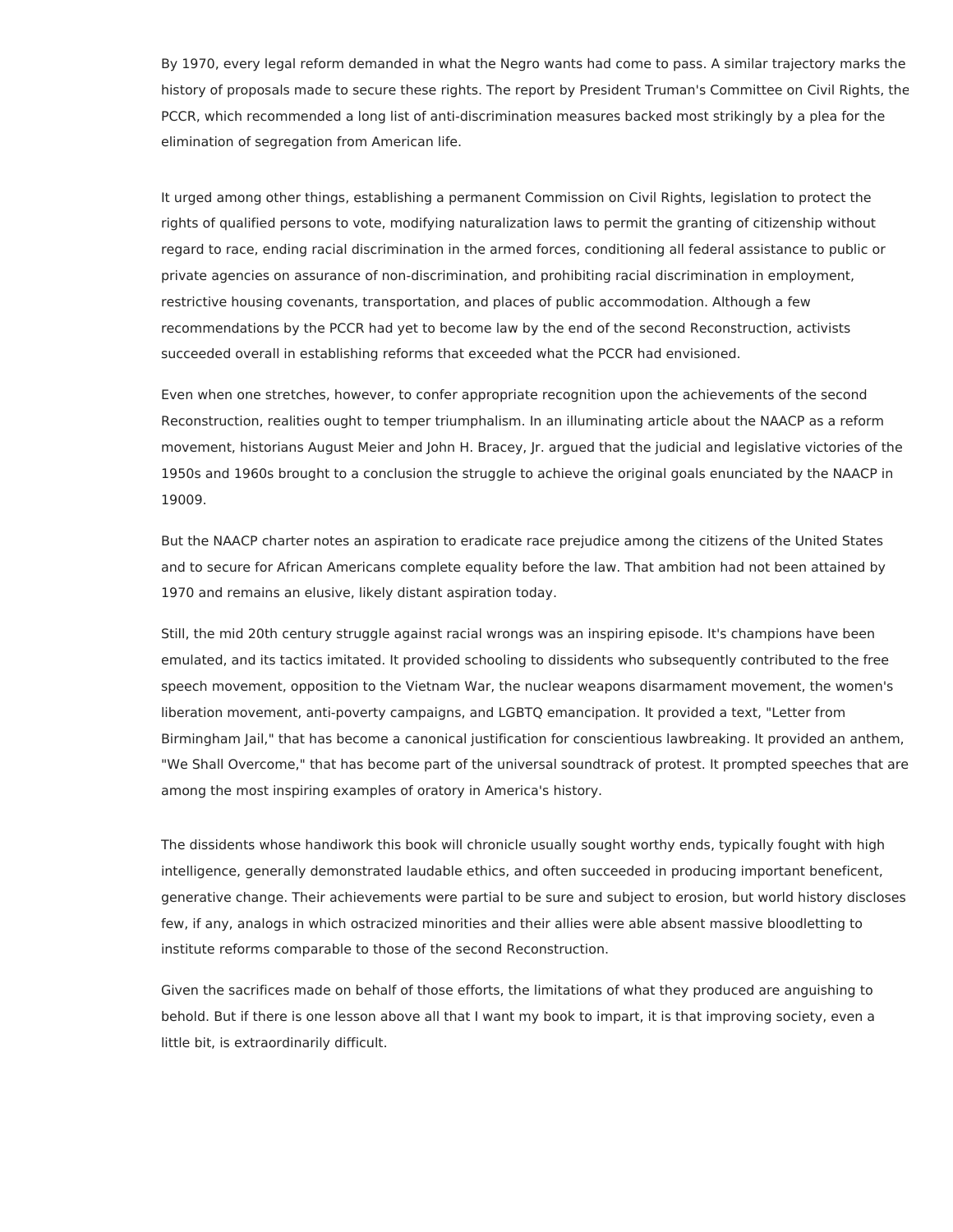By 1970, every legal reform demanded in what the Negro wants had come to pass. A similar trajectory marks the history of proposals made to secure these rights. The report by President Truman's Committee on Civil Rights, the PCCR, which recommended a long list of anti-discrimination measures backed most strikingly by a plea for the elimination of segregation from American life.

It urged among other things, establishing a permanent Commission on Civil Rights, legislation to protect the rights of qualified persons to vote, modifying naturalization laws to permit the granting of citizenship without regard to race, ending racial discrimination in the armed forces, conditioning all federal assistance to public or private agencies on assurance of non-discrimination, and prohibiting racial discrimination in employment, restrictive housing covenants, transportation, and places of public accommodation. Although a few recommendations by the PCCR had yet to become law by the end of the second Reconstruction, activists succeeded overall in establishing reforms that exceeded what the PCCR had envisioned.

Even when one stretches, however, to confer appropriate recognition upon the achievements of the second Reconstruction, realities ought to temper triumphalism. In an illuminating article about the NAACP as a reform movement, historians August Meier and John H. Bracey, Jr. argued that the judicial and legislative victories of the 1950s and 1960s brought to a conclusion the struggle to achieve the original goals enunciated by the NAACP in 19009.

But the NAACP charter notes an aspiration to eradicate race prejudice among the citizens of the United States and to secure for African Americans complete equality before the law. That ambition had not been attained by 1970 and remains an elusive, likely distant aspiration today.

Still, the mid 20th century struggle against racial wrongs was an inspiring episode. It's champions have been emulated, and its tactics imitated. It provided schooling to dissidents who subsequently contributed to the free speech movement, opposition to the Vietnam War, the nuclear weapons disarmament movement, the women's liberation movement, anti-poverty campaigns, and LGBTQ emancipation. It provided a text, "Letter from Birmingham Jail," that has become a canonical justification for conscientious lawbreaking. It provided an anthem, "We Shall Overcome," that has become part of the universal soundtrack of protest. It prompted speeches that are among the most inspiring examples of oratory in America's history.

The dissidents whose handiwork this book will chronicle usually sought worthy ends, typically fought with high intelligence, generally demonstrated laudable ethics, and often succeeded in producing important beneficent, generative change. Their achievements were partial to be sure and subject to erosion, but world history discloses few, if any, analogs in which ostracized minorities and their allies were able absent massive bloodletting to institute reforms comparable to those of the second Reconstruction.

Given the sacrifices made on behalf of those efforts, the limitations of what they produced are anguishing to behold. But if there is one lesson above all that I want my book to impart, it is that improving society, even a little bit, is extraordinarily difficult.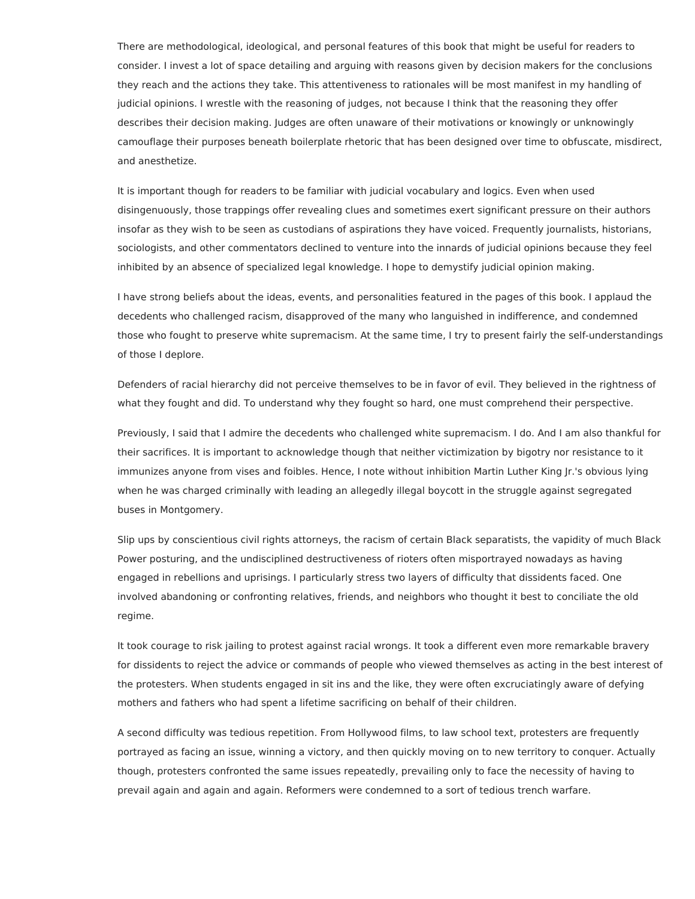There are methodological, ideological, and personal features of this book that might be useful for readers to consider. I invest a lot of space detailing and arguing with reasons given by decision makers for the conclusions they reach and the actions they take. This attentiveness to rationales will be most manifest in my handling of judicial opinions. I wrestle with the reasoning of judges, not because I think that the reasoning they offer describes their decision making. Judges are often unaware of their motivations or knowingly or unknowingly camouflage their purposes beneath boilerplate rhetoric that has been designed over time to obfuscate, misdirect, and anesthetize.

It is important though for readers to be familiar with judicial vocabulary and logics. Even when used disingenuously, those trappings offer revealing clues and sometimes exert significant pressure on their authors insofar as they wish to be seen as custodians of aspirations they have voiced. Frequently journalists, historians, sociologists, and other commentators declined to venture into the innards of judicial opinions because they feel inhibited by an absence of specialized legal knowledge. I hope to demystify judicial opinion making.

I have strong beliefs about the ideas, events, and personalities featured in the pages of this book. I applaud the decedents who challenged racism, disapproved of the many who languished in indifference, and condemned those who fought to preserve white supremacism. At the same time, I try to present fairly the self-understandings of those I deplore.

Defenders of racial hierarchy did not perceive themselves to be in favor of evil. They believed in the rightness of what they fought and did. To understand why they fought so hard, one must comprehend their perspective.

Previously, I said that I admire the decedents who challenged white supremacism. I do. And I am also thankful for their sacrifices. It is important to acknowledge though that neither victimization by bigotry nor resistance to it immunizes anyone from vises and foibles. Hence, I note without inhibition Martin Luther King Jr.'s obvious lying when he was charged criminally with leading an allegedly illegal boycott in the struggle against segregated buses in Montgomery.

Slip ups by conscientious civil rights attorneys, the racism of certain Black separatists, the vapidity of much Black Power posturing, and the undisciplined destructiveness of rioters often misportrayed nowadays as having engaged in rebellions and uprisings. I particularly stress two layers of difficulty that dissidents faced. One involved abandoning or confronting relatives, friends, and neighbors who thought it best to conciliate the old regime.

It took courage to risk jailing to protest against racial wrongs. It took a different even more remarkable bravery for dissidents to reject the advice or commands of people who viewed themselves as acting in the best interest of the protesters. When students engaged in sit ins and the like, they were often excruciatingly aware of defying mothers and fathers who had spent a lifetime sacrificing on behalf of their children.

A second difficulty was tedious repetition. From Hollywood films, to law school text, protesters are frequently portrayed as facing an issue, winning a victory, and then quickly moving on to new territory to conquer. Actually though, protesters confronted the same issues repeatedly, prevailing only to face the necessity of having to prevail again and again and again. Reformers were condemned to a sort of tedious trench warfare.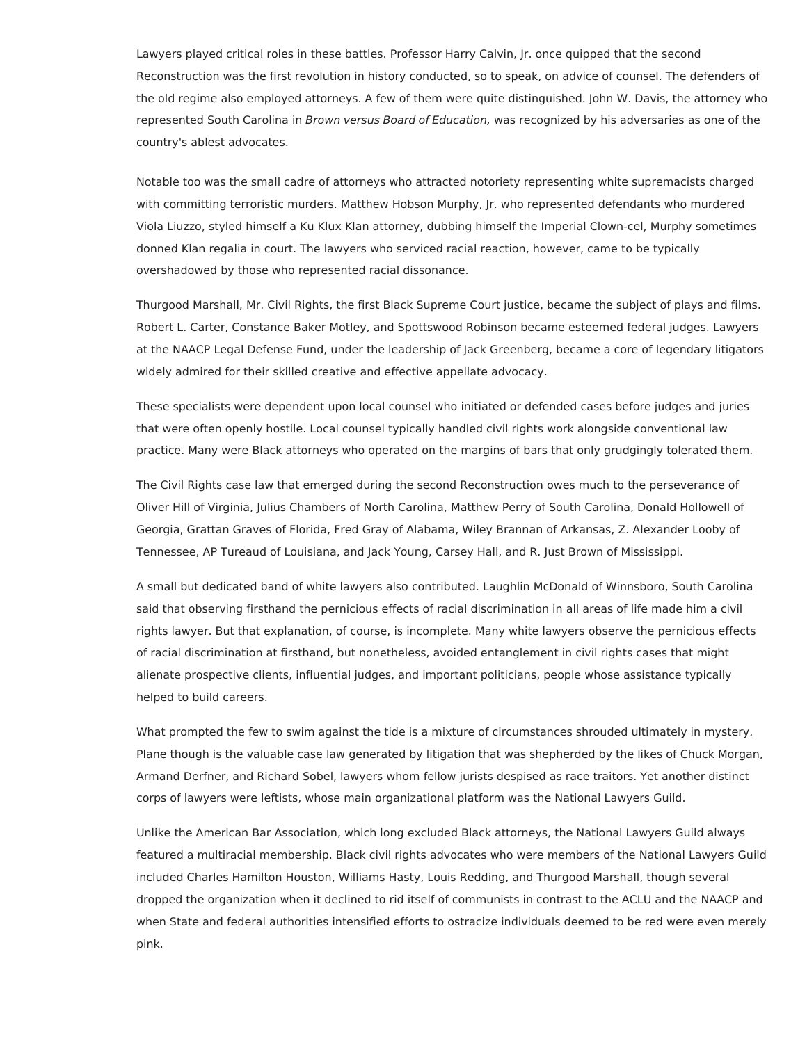Lawyers played critical roles in these battles. Professor Harry Calvin, Jr. once quipped that the second Reconstruction was the first revolution in history conducted, so to speak, on advice of counsel. The defenders of the old regime also employed attorneys. A few of them were quite distinguished. John W. Davis, the attorney who represented South Carolina in *Brown versus Board of Education,* was recognized by his adversaries as one of the country's ablest advocates.

Notable too was the small cadre of attorneys who attracted notoriety representing white supremacists charged with committing terroristic murders. Matthew Hobson Murphy, Jr. who represented defendants who murdered Viola Liuzzo, styled himself a Ku Klux Klan attorney, dubbing himself the Imperial Clown-cel, Murphy sometimes donned Klan regalia in court. The lawyers who serviced racial reaction, however, came to be typically overshadowed by those who represented racial dissonance.

Thurgood Marshall, Mr. Civil Rights, the first Black Supreme Court justice, became the subject of plays and films. Robert L. Carter, Constance Baker Motley, and Spottswood Robinson became esteemed federal judges. Lawyers at the NAACP Legal Defense Fund, under the leadership of Jack Greenberg, became a core of legendary litigators widely admired for their skilled creative and effective appellate advocacy.

These specialists were dependent upon local counsel who initiated or defended cases before judges and juries that were often openly hostile. Local counsel typically handled civil rights work alongside conventional law practice. Many were Black attorneys who operated on the margins of bars that only grudgingly tolerated them.

The Civil Rights case law that emerged during the second Reconstruction owes much to the perseverance of Oliver Hill of Virginia, Julius Chambers of North Carolina, Matthew Perry of South Carolina, Donald Hollowell of Georgia, Grattan Graves of Florida, Fred Gray of Alabama, Wiley Brannan of Arkansas, Z. Alexander Looby of Tennessee, AP Tureaud of Louisiana, and Jack Young, Carsey Hall, and R. Just Brown of Mississippi.

A small but dedicated band of white lawyers also contributed. Laughlin McDonald of Winnsboro, South Carolina said that observing firsthand the pernicious effects of racial discrimination in all areas of life made him a civil rights lawyer. But that explanation, of course, is incomplete. Many white lawyers observe the pernicious effects of racial discrimination at firsthand, but nonetheless, avoided entanglement in civil rights cases that might alienate prospective clients, influential judges, and important politicians, people whose assistance typically helped to build careers.

What prompted the few to swim against the tide is a mixture of circumstances shrouded ultimately in mystery. Plane though is the valuable case law generated by litigation that was shepherded by the likes of Chuck Morgan, Armand Derfner, and Richard Sobel, lawyers whom fellow jurists despised as race traitors. Yet another distinct corps of lawyers were leftists, whose main organizational platform was the National Lawyers Guild.

Unlike the American Bar Association, which long excluded Black attorneys, the National Lawyers Guild always featured a multiracial membership. Black civil rights advocates who were members of the National Lawyers Guild included Charles Hamilton Houston, Williams Hasty, Louis Redding, and Thurgood Marshall, though several dropped the organization when it declined to rid itself of communists in contrast to the ACLU and the NAACP and when State and federal authorities intensified efforts to ostracize individuals deemed to be red were even merely pink.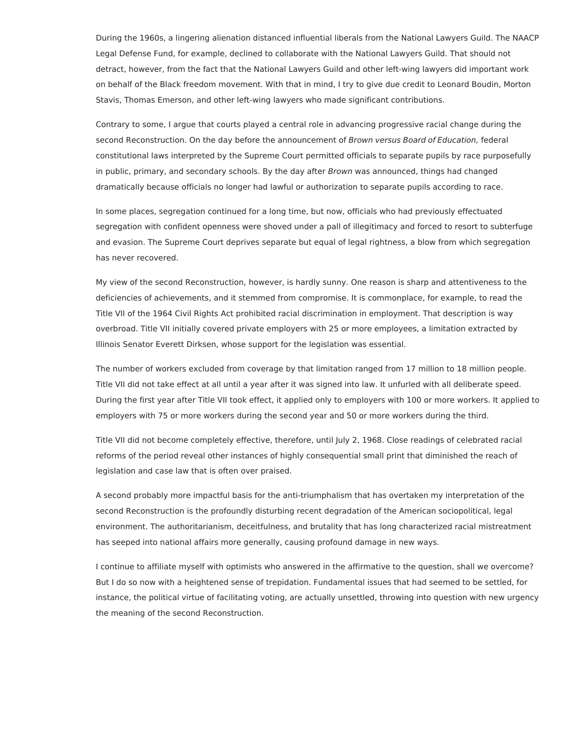During the 1960s, a lingering alienation distanced influential liberals from the National Lawyers Guild. The NAACP Legal Defense Fund, for example, declined to collaborate with the National Lawyers Guild. That should not detract, however, from the fact that the National Lawyers Guild and other left-wing lawyers did important work on behalf of the Black freedom movement. With that in mind, I try to give due credit to Leonard Boudin, Morton Stavis, Thomas Emerson, and other left-wing lawyers who made significant contributions.

Contrary to some, I argue that courts played a central role in advancing progressive racial change during the second Reconstruction. On the day before the announcement of *Brown versus Board of Education,* federal constitutional laws interpreted by the Supreme Court permitted officials to separate pupils by race purposefully in public, primary, and secondary schools. By the day after *Brown* was announced, things had changed dramatically because officials no longer had lawful or authorization to separate pupils according to race.

In some places, segregation continued for a long time, but now, officials who had previously effectuated segregation with confident openness were shoved under a pall of illegitimacy and forced to resort to subterfuge and evasion. The Supreme Court deprives separate but equal of legal rightness, a blow from which segregation has never recovered.

My view of the second Reconstruction, however, is hardly sunny. One reason is sharp and attentiveness to the deficiencies of achievements, and it stemmed from compromise. It is commonplace, for example, to read the Title VII of the 1964 Civil Rights Act prohibited racial discrimination in employment. That description is way overbroad. Title VII initially covered private employers with 25 or more employees, a limitation extracted by Illinois Senator Everett Dirksen, whose support for the legislation was essential.

The number of workers excluded from coverage by that limitation ranged from 17 million to 18 million people. Title VII did not take effect at all until a year after it was signed into law. It unfurled with all deliberate speed. During the first year after Title VII took effect, it applied only to employers with 100 or more workers. It applied to employers with 75 or more workers during the second year and 50 or more workers during the third.

Title VII did not become completely effective, therefore, until July 2, 1968. Close readings of celebrated racial reforms of the period reveal other instances of highly consequential small print that diminished the reach of legislation and case law that is often over praised.

A second probably more impactful basis for the anti-triumphalism that has overtaken my interpretation of the second Reconstruction is the profoundly disturbing recent degradation of the American sociopolitical, legal environment. The authoritarianism, deceitfulness, and brutality that has long characterized racial mistreatment has seeped into national affairs more generally, causing profound damage in new ways.

I continue to affiliate myself with optimists who answered in the affirmative to the question, shall we overcome? But I do so now with a heightened sense of trepidation. Fundamental issues that had seemed to be settled, for instance, the political virtue of facilitating voting, are actually unsettled, throwing into question with new urgency the meaning of the second Reconstruction.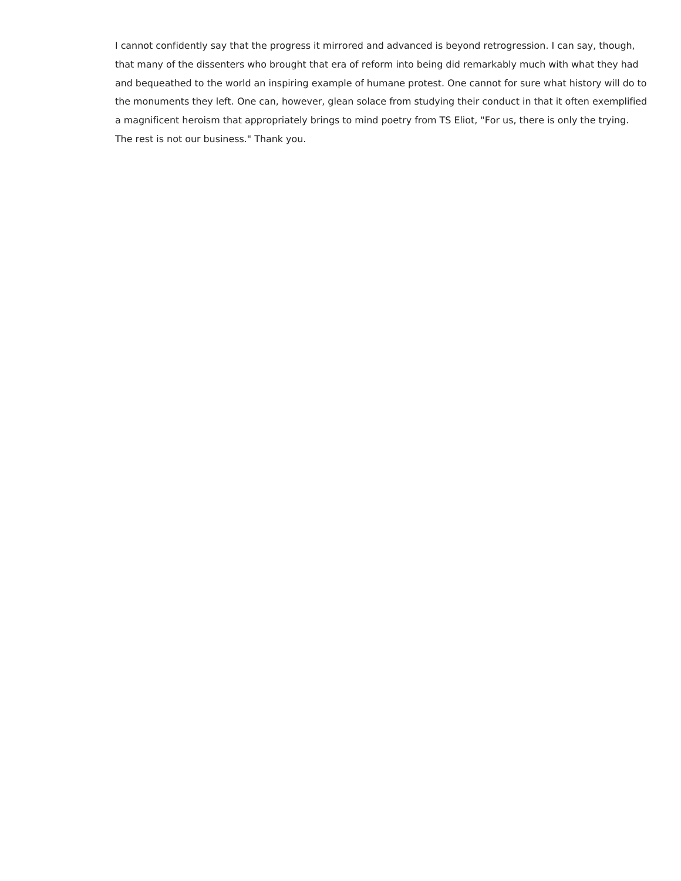I cannot confidently say that the progress it mirrored and advanced is beyond retrogression. I can say, though, that many of the dissenters who brought that era of reform into being did remarkably much with what they had and bequeathed to the world an inspiring example of humane protest. One cannot for sure what history will do to the monuments they left. One can, however, glean solace from studying their conduct in that it often exemplified a magnificent heroism that appropriately brings to mind poetry from TS Eliot, "For us, there is only the trying. The rest is not our business." Thank you.